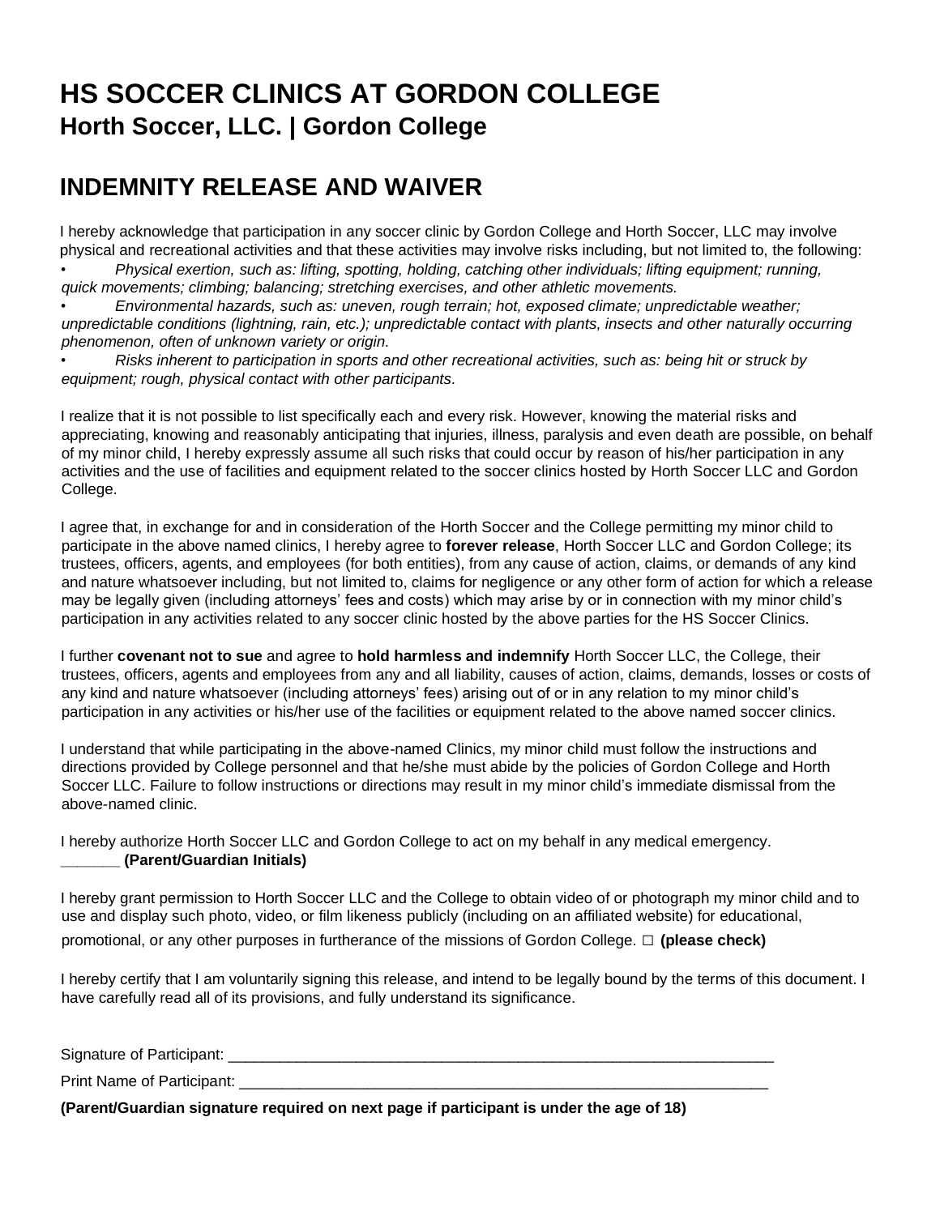# HS SOCCER CLINICS AT GORDON COLLEGE
## Horth Soccer, LLC. | Gordon College

## INDEMNITY RELEASE AND WAIVER

I hereby acknowledge that participation in any soccer clinic by Gordon College and Horth Soccer, LLC may involve physical and recreational activities and that these activities may involve risks including, but not limited to, the following:

- *Physical exertion, such as: lifting, spotting, holding, catching other individuals; lifting equipment; running, quick movements; climbing; balancing; stretching exercises, and other athletic movements.*
- *Environmental hazards, such as: uneven, rough terrain; hot, exposed climate; unpredictable weather; unpredictable conditions (lightning, rain, etc.); unpredictable contact with plants, insects and other naturally occurring phenomenon, often of unknown variety or origin.*
- *Risks inherent to participation in sports and other recreational activities, such as: being hit or struck by equipment; rough, physical contact with other participants.*

I realize that it is not possible to list specifically each and every risk. However, knowing the material risks and appreciating, knowing and reasonably anticipating that injuries, illness, paralysis and even death are possible, on behalf of my minor child, I hereby expressly assume all such risks that could occur by reason of his/her participation in any activities and the use of facilities and equipment related to the soccer clinics hosted by Horth Soccer LLC and Gordon College.

I agree that, in exchange for and in consideration of the Horth Soccer and the College permitting my minor child to participate in the above named clinics, I hereby agree to **forever release**, Horth Soccer LLC and Gordon College; its trustees, officers, agents, and employees (for both entities), from any cause of action, claims, or demands of any kind and nature whatsoever including, but not limited to, claims for negligence or any other form of action for which a release may be legally given (including attorneys' fees and costs) which may arise by or in connection with my minor child's participation in any activities related to any soccer clinic hosted by the above parties for the HS Soccer Clinics.

I further **covenant not to sue** and agree to **hold harmless and indemnify** Horth Soccer LLC, the College, their trustees, officers, agents and employees from any and all liability, causes of action, claims, demands, losses or costs of any kind and nature whatsoever (including attorneys' fees) arising out of or in any relation to my minor child's participation in any activities or his/her use of the facilities or equipment related to the above named soccer clinics.

I understand that while participating in the above-named Clinics, my minor child must follow the instructions and directions provided by College personnel and that he/she must abide by the policies of Gordon College and Horth Soccer LLC. Failure to follow instructions or directions may result in my minor child's immediate dismissal from the above-named clinic.

I hereby authorize Horth Soccer LLC and Gordon College to act on my behalf in any medical emergency.
**_______ (Parent/Guardian Initials)**

I hereby grant permission to Horth Soccer LLC and the College to obtain video of or photograph my minor child and to use and display such photo, video, or film likeness publicly (including on an affiliated website) for educational, promotional, or any other purposes in furtherance of the missions of Gordon College. ☐ **(please check)**

I hereby certify that I am voluntarily signing this release, and intend to be legally bound by the terms of this document. I have carefully read all of its provisions, and fully understand its significance.

Signature of Participant: ____________________________________________________________________

Print Name of Participant: ________________________________________________________________

**(Parent/Guardian signature required on next page if participant is under the age of 18)**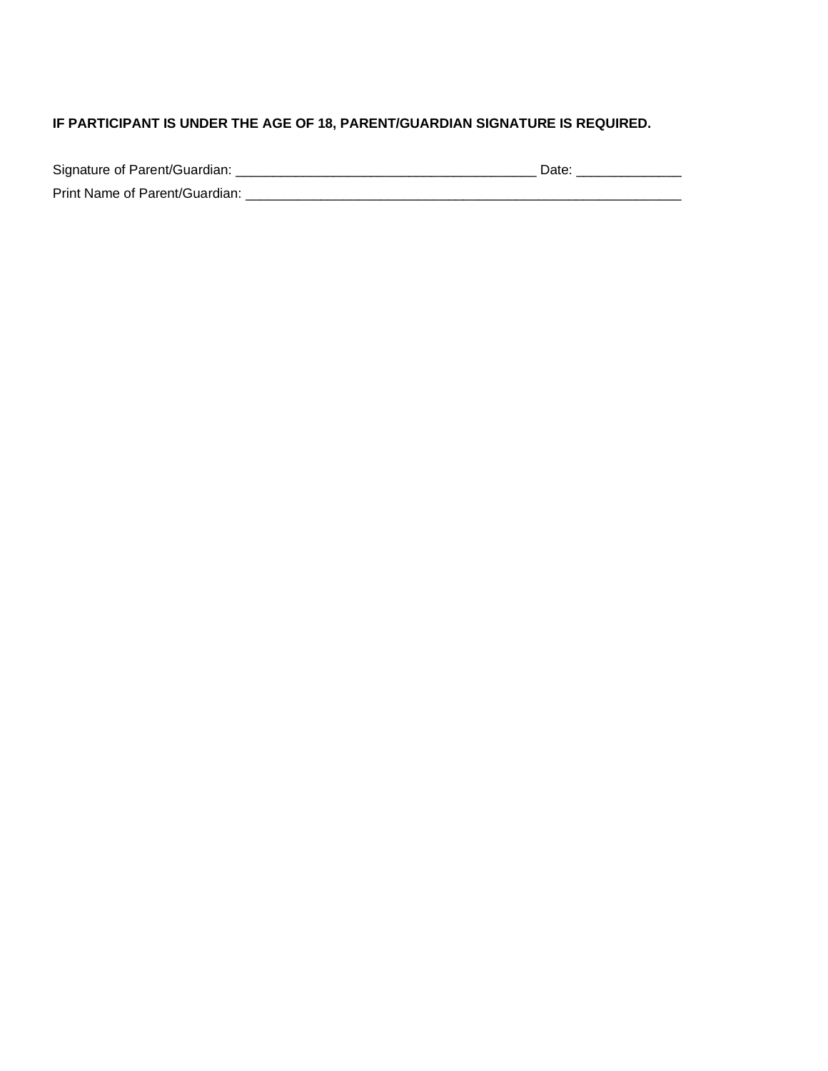**IF PARTICIPANT IS UNDER THE AGE OF 18, PARENT/GUARDIAN SIGNATURE IS REQUIRED.**

Signature of Parent/Guardian: _______________________________________ Date: _____________

Print Name of Parent/Guardian: _______________________________________________________